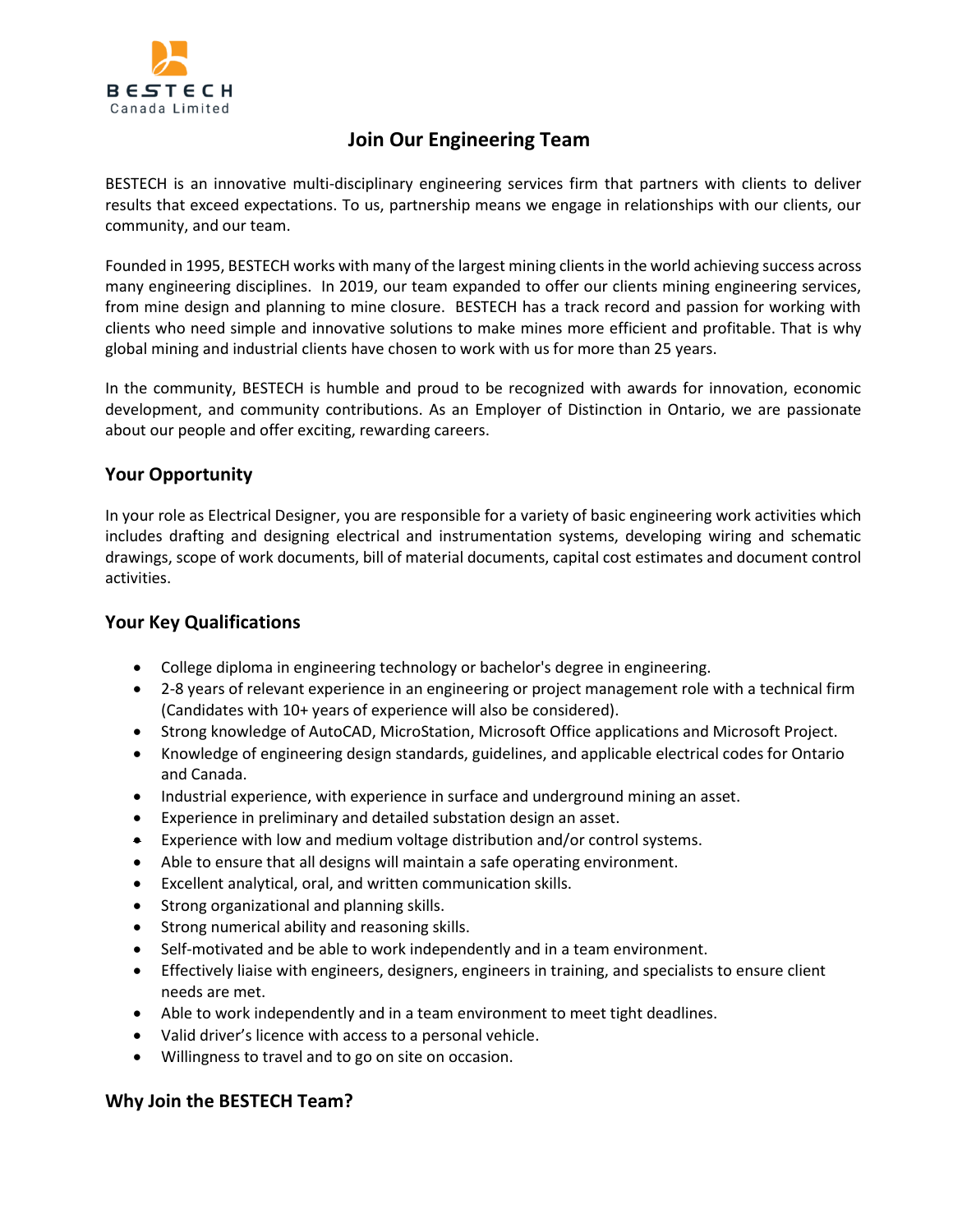BESTECH
Canada Limited

# Join Our Engineering Team

BESTECH is an innovative multi-disciplinary engineering services firm that partners with clients to deliver results that exceed expectations. To us, partnership means we engage in relationships with our clients, our community, and our team.

Founded in 1995, BESTECH works with many of the largest mining clients in the world achieving success across many engineering disciplines. In 2019, our team expanded to offer our clients mining engineering services, from mine design and planning to mine closure. BESTECH has a track record and passion for working with clients who need simple and innovative solutions to make mines more efficient and profitable. That is why global mining and industrial clients have chosen to work with us for more than 25 years.

In the community, BESTECH is humble and proud to be recognized with awards for innovation, economic development, and community contributions. As an Employer of Distinction in Ontario, we are passionate about our people and offer exciting, rewarding careers.

## Your Opportunity

In your role as Electrical Designer, you are responsible for a variety of basic engineering work activities which includes drafting and designing electrical and instrumentation systems, developing wiring and schematic drawings, scope of work documents, bill of material documents, capital cost estimates and document control activities.

## Your Key Qualifications

- College diploma in engineering technology or bachelor's degree in engineering.
- 2-8 years of relevant experience in an engineering or project management role with a technical firm (Candidates with 10+ years of experience will also be considered).
- Strong knowledge of AutoCAD, MicroStation, Microsoft Office applications and Microsoft Project.
- Knowledge of engineering design standards, guidelines, and applicable electrical codes for Ontario and Canada.
- Industrial experience, with experience in surface and underground mining an asset.
- Experience in preliminary and detailed substation design an asset.
- Experience with low and medium voltage distribution and/or control systems.
- Able to ensure that all designs will maintain a safe operating environment.
- Excellent analytical, oral, and written communication skills.
- Strong organizational and planning skills.
- Strong numerical ability and reasoning skills.
- Self-motivated and be able to work independently and in a team environment.
- Effectively liaise with engineers, designers, engineers in training, and specialists to ensure client needs are met.
- Able to work independently and in a team environment to meet tight deadlines.
- Valid driver's licence with access to a personal vehicle.
- Willingness to travel and to go on site on occasion.

## Why Join the BESTECH Team?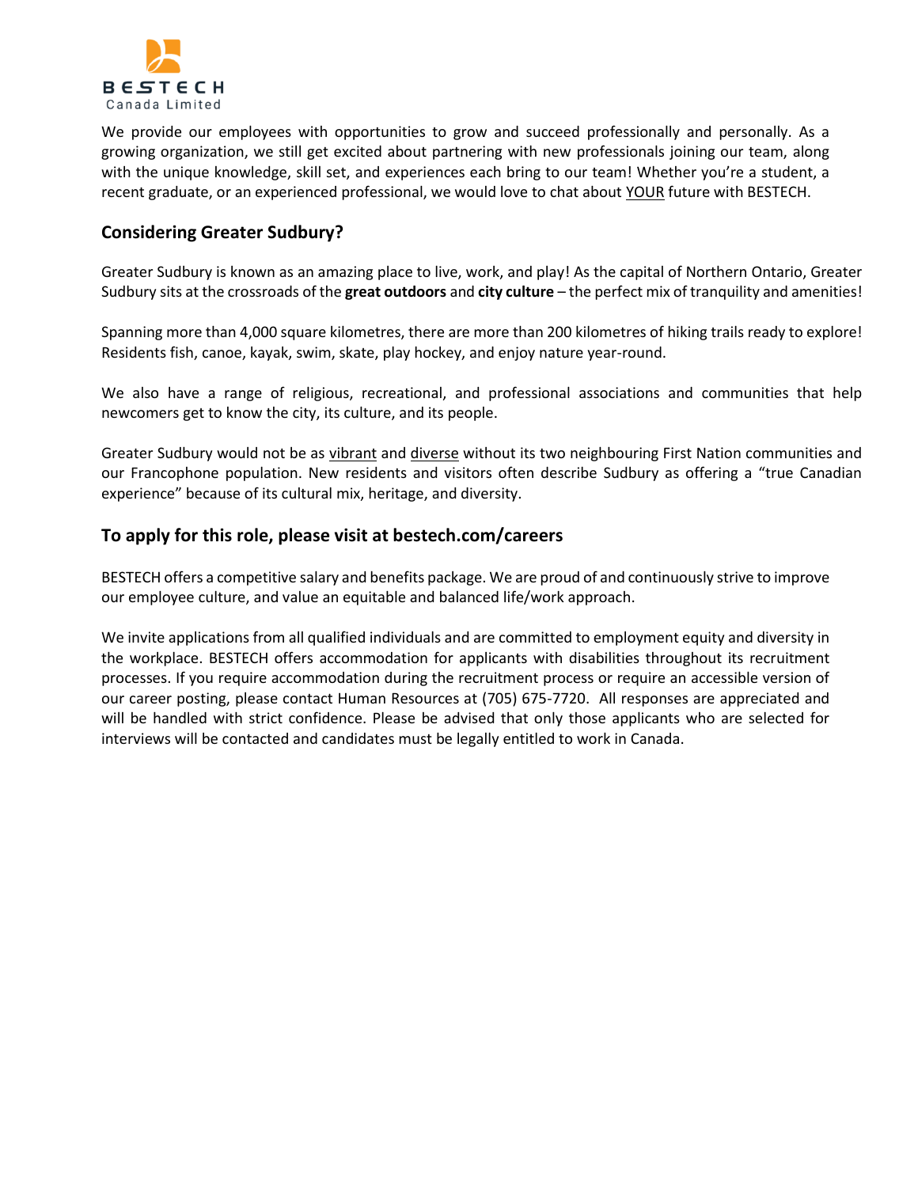We provide our employees with opportunities to grow and succeed professionally and personally. As a growing organization, we still get excited about partnering with new professionals joining our team, along with the unique knowledge, skill set, and experiences each bring to our team! Whether you're a student, a recent graduate, or an experienced professional, we would love to chat about YOUR future with BESTECH.

## Considering Greater Sudbury?

Greater Sudbury is known as an amazing place to live, work, and play! As the capital of Northern Ontario, Greater Sudbury sits at the crossroads of the **great outdoors** and **city culture** – the perfect mix of tranquility and amenities!

Spanning more than 4,000 square kilometres, there are more than 200 kilometres of hiking trails ready to explore! Residents fish, canoe, kayak, swim, skate, play hockey, and enjoy nature year-round.

We also have a range of religious, recreational, and professional associations and communities that help newcomers get to know the city, its culture, and its people.

Greater Sudbury would not be as vibrant and diverse without its two neighbouring First Nation communities and our Francophone population. New residents and visitors often describe Sudbury as offering a "true Canadian experience" because of its cultural mix, heritage, and diversity.

## To apply for this role, please visit at bestech.com/careers

BESTECH offers a competitive salary and benefits package. We are proud of and continuously strive to improve our employee culture, and value an equitable and balanced life/work approach.

We invite applications from all qualified individuals and are committed to employment equity and diversity in the workplace. BESTECH offers accommodation for applicants with disabilities throughout its recruitment processes. If you require accommodation during the recruitment process or require an accessible version of our career posting, please contact Human Resources at (705) 675-7720. All responses are appreciated and will be handled with strict confidence. Please be advised that only those applicants who are selected for interviews will be contacted and candidates must be legally entitled to work in Canada.